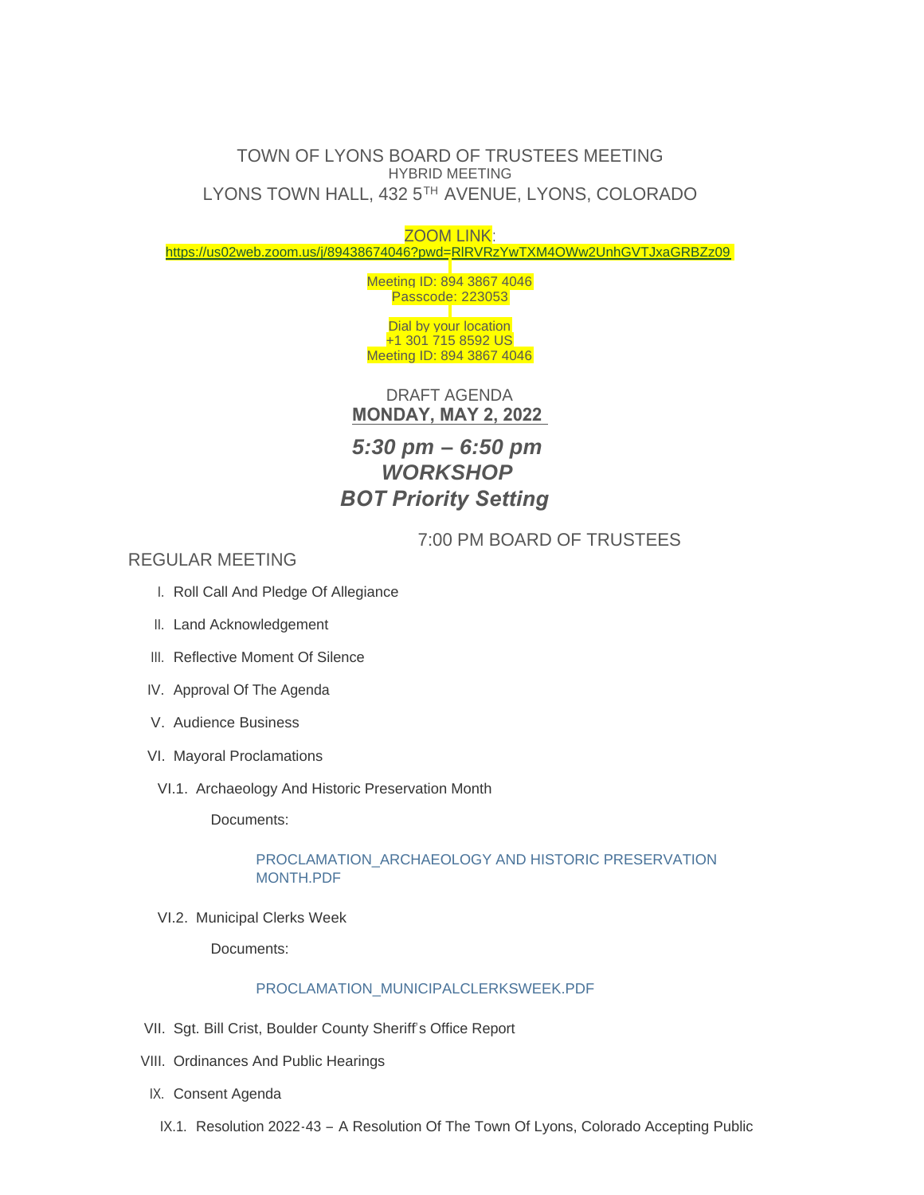# TOWN OF LYONS BOARD OF TRUSTEES MEETING

HYBRID MEETING

LYONS TOWN HALL, 432 5TH AVENUE, LYONS, COLORADO

ZOOM LINK:
https://us02web.zoom.us/j/89438674046?pwd=RlRVRzYwTXM4OWw2UnhGVTJxaGRBZz09

Meeting ID: 894 3867 4046
Passcode: 223053

Dial by your location
+1 301 715 8592 US
Meeting ID: 894 3867 4046

DRAFT AGENDA

**MONDAY, MAY 2, 2022**

***5:30 pm – 6:50 pm***
***WORKSHOP***
***BOT Priority Setting***

7:00 PM BOARD OF TRUSTEES REGULAR MEETING

I. Roll Call And Pledge Of Allegiance

II. Land Acknowledgement

III. Reflective Moment Of Silence

IV. Approval Of The Agenda

V. Audience Business

VI. Mayoral Proclamations

VI.1. Archaeology And Historic Preservation Month

Documents:

PROCLAMATION_ARCHAEOLOGY AND HISTORIC PRESERVATION MONTH.PDF

VI.2. Municipal Clerks Week

Documents:

PROCLAMATION_MUNICIPALCLERKSWEEK.PDF

VII. Sgt. Bill Crist, Boulder County Sheriff's Office Report

VIII. Ordinances And Public Hearings

IX. Consent Agenda

IX.1. Resolution 2022-43 – A Resolution Of The Town Of Lyons, Colorado Accepting Public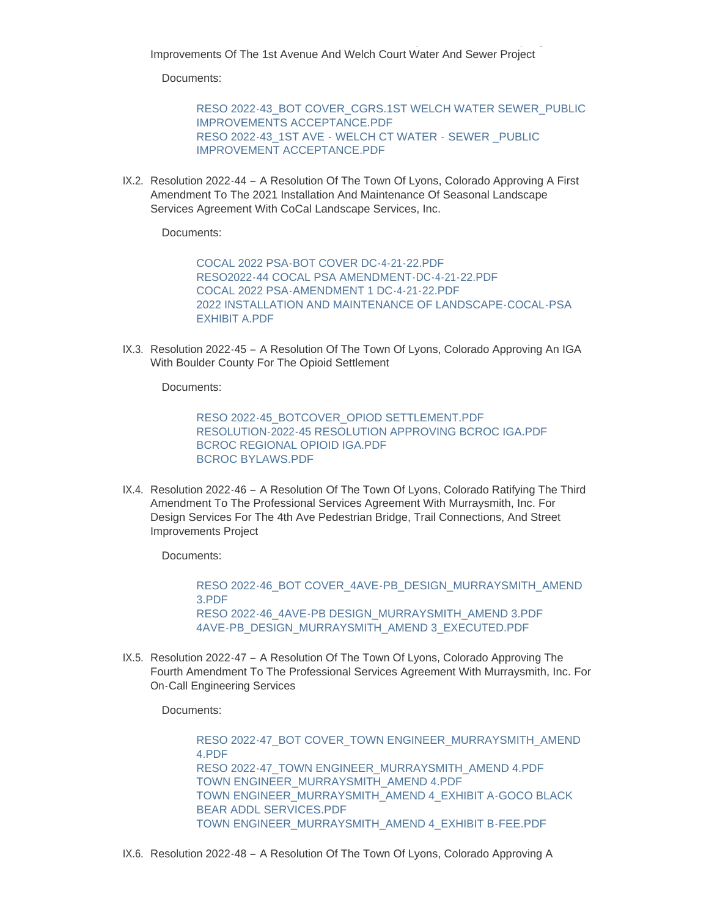Improvements Of The 1st Avenue And Welch Court Water And Sewer Project

Documents:

RESO 2022-43_BOT COVER_CGRS.1ST WELCH WATER SEWER_PUBLIC IMPROVEMENTS ACCEPTANCE.PDF
RESO 2022-43_1ST AVE - WELCH CT WATER - SEWER _PUBLIC IMPROVEMENT ACCEPTANCE.PDF

IX.2. Resolution 2022-44 – A Resolution Of The Town Of Lyons, Colorado Approving A First Amendment To The 2021 Installation And Maintenance Of Seasonal Landscape Services Agreement With CoCal Landscape Services, Inc.

Documents:

COCAL 2022 PSA-BOT COVER DC-4-21-22.PDF
RESO2022-44 COCAL PSA AMENDMENT-DC-4-21-22.PDF
COCAL 2022 PSA-AMENDMENT 1 DC-4-21-22.PDF
2022 INSTALLATION AND MAINTENANCE OF LANDSCAPE-COCAL-PSA EXHIBIT A.PDF

IX.3. Resolution 2022-45 – A Resolution Of The Town Of Lyons, Colorado Approving An IGA With Boulder County For The Opioid Settlement

Documents:

RESO 2022-45_BOTCOVER_OPIOD SETTLEMENT.PDF
RESOLUTION-2022-45 RESOLUTION APPROVING BCROC IGA.PDF
BCROC REGIONAL OPIOID IGA.PDF
BCROC BYLAWS.PDF

IX.4. Resolution 2022-46 – A Resolution Of The Town Of Lyons, Colorado Ratifying The Third Amendment To The Professional Services Agreement With Murraysmith, Inc. For Design Services For The 4th Ave Pedestrian Bridge, Trail Connections, And Street Improvements Project

Documents:

RESO 2022-46_BOT COVER_4AVE-PB_DESIGN_MURRAYSMITH_AMEND 3.PDF
RESO 2022-46_4AVE-PB DESIGN_MURRAYSMITH_AMEND 3.PDF
4AVE-PB_DESIGN_MURRAYSMITH_AMEND 3_EXECUTED.PDF

IX.5. Resolution 2022-47 – A Resolution Of The Town Of Lyons, Colorado Approving The Fourth Amendment To The Professional Services Agreement With Murraysmith, Inc. For On-Call Engineering Services

Documents:

RESO 2022-47_BOT COVER_TOWN ENGINEER_MURRAYSMITH_AMEND 4.PDF
RESO 2022-47_TOWN ENGINEER_MURRAYSMITH_AMEND 4.PDF
TOWN ENGINEER_MURRAYSMITH_AMEND 4.PDF
TOWN ENGINEER_MURRAYSMITH_AMEND 4_EXHIBIT A-GOCO BLACK BEAR ADDL SERVICES.PDF
TOWN ENGINEER_MURRAYSMITH_AMEND 4_EXHIBIT B-FEE.PDF

IX.6. Resolution 2022-48 – A Resolution Of The Town Of Lyons, Colorado Approving A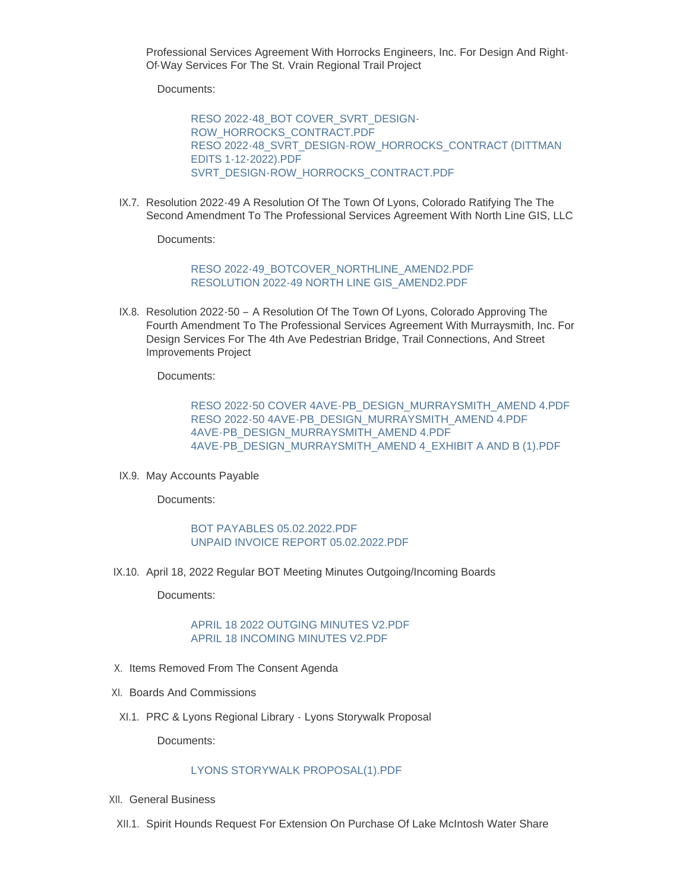Professional Services Agreement With Horrocks Engineers, Inc. For Design And Right-Of-Way Services For The St. Vrain Regional Trail Project

Documents:

RESO 2022-48_BOT COVER_SVRT_DESIGN-ROW_HORROCKS_CONTRACT.PDF
RESO 2022-48_SVRT_DESIGN-ROW_HORROCKS_CONTRACT (DITTMAN EDITS 1-12-2022).PDF
SVRT_DESIGN-ROW_HORROCKS_CONTRACT.PDF

IX.7. Resolution 2022-49 A Resolution Of The Town Of Lyons, Colorado Ratifying The The Second Amendment To The Professional Services Agreement With North Line GIS, LLC

Documents:

RESO 2022-49_BOTCOVER_NORTHLINE_AMEND2.PDF
RESOLUTION 2022-49 NORTH LINE GIS_AMEND2.PDF

IX.8. Resolution 2022-50 – A Resolution Of The Town Of Lyons, Colorado Approving The Fourth Amendment To The Professional Services Agreement With Murraysmith, Inc. For Design Services For The 4th Ave Pedestrian Bridge, Trail Connections, And Street Improvements Project

Documents:

RESO 2022-50 COVER 4AVE-PB_DESIGN_MURRAYSMITH_AMEND 4.PDF
RESO 2022-50 4AVE-PB_DESIGN_MURRAYSMITH_AMEND 4.PDF
4AVE-PB_DESIGN_MURRAYSMITH_AMEND 4.PDF
4AVE-PB_DESIGN_MURRAYSMITH_AMEND 4_EXHIBIT A AND B (1).PDF

IX.9. May Accounts Payable

Documents:

BOT PAYABLES 05.02.2022.PDF
UNPAID INVOICE REPORT 05.02.2022.PDF

IX.10. April 18, 2022 Regular BOT Meeting Minutes Outgoing/Incoming Boards

Documents:

APRIL 18 2022 OUTGING MINUTES V2.PDF
APRIL 18 INCOMING MINUTES V2.PDF

X. Items Removed From The Consent Agenda

XI. Boards And Commissions

XI.1. PRC & Lyons Regional Library - Lyons Storywalk Proposal

Documents:

LYONS STORYWALK PROPOSAL(1).PDF

XII. General Business

XII.1. Spirit Hounds Request For Extension On Purchase Of Lake McIntosh Water Share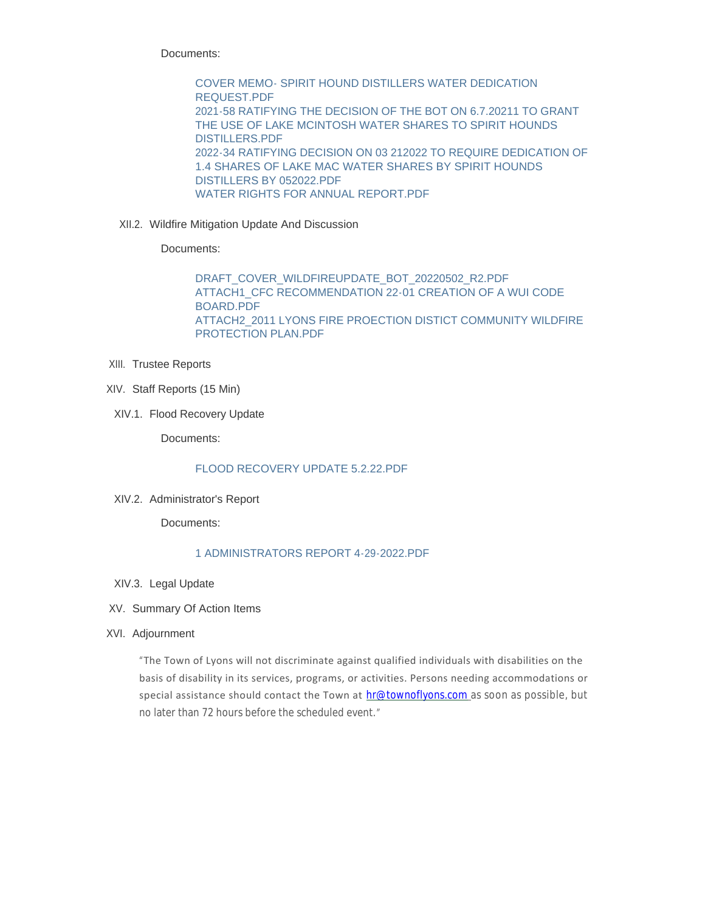Documents:

- COVER MEMO- SPIRIT HOUND DISTILLERS WATER DEDICATION REQUEST.PDF
- 2021-58 RATIFYING THE DECISION OF THE BOT ON 6.7.20211 TO GRANT THE USE OF LAKE MCINTOSH WATER SHARES TO SPIRIT HOUNDS DISTILLERS.PDF
- 2022-34 RATIFYING DECISION ON 03 212022 TO REQUIRE DEDICATION OF 1.4 SHARES OF LAKE MAC WATER SHARES BY SPIRIT HOUNDS DISTILLERS BY 052022.PDF
- WATER RIGHTS FOR ANNUAL REPORT.PDF

XII.2. Wildfire Mitigation Update And Discussion

Documents:

- DRAFT_COVER_WILDFIREUPDATE_BOT_20220502_R2.PDF
- ATTACH1_CFC RECOMMENDATION 22-01 CREATION OF A WUI CODE BOARD.PDF
- ATTACH2_2011 LYONS FIRE PROECTION DISTICT COMMUNITY WILDFIRE PROTECTION PLAN.PDF

XIII. Trustee Reports

XIV. Staff Reports (15 Min)

XIV.1. Flood Recovery Update

Documents:

- FLOOD RECOVERY UPDATE 5.2.22.PDF

XIV.2. Administrator's Report

Documents:

- 1 ADMINISTRATORS REPORT 4-29-2022.PDF

XIV.3. Legal Update

XV. Summary Of Action Items

XVI. Adjournment

"The Town of Lyons will not discriminate against qualified individuals with disabilities on the basis of disability in its services, programs, or activities. Persons needing accommodations or special assistance should contact the Town at hr@townoflyons.com as soon as possible, but no later than 72 hours before the scheduled event."